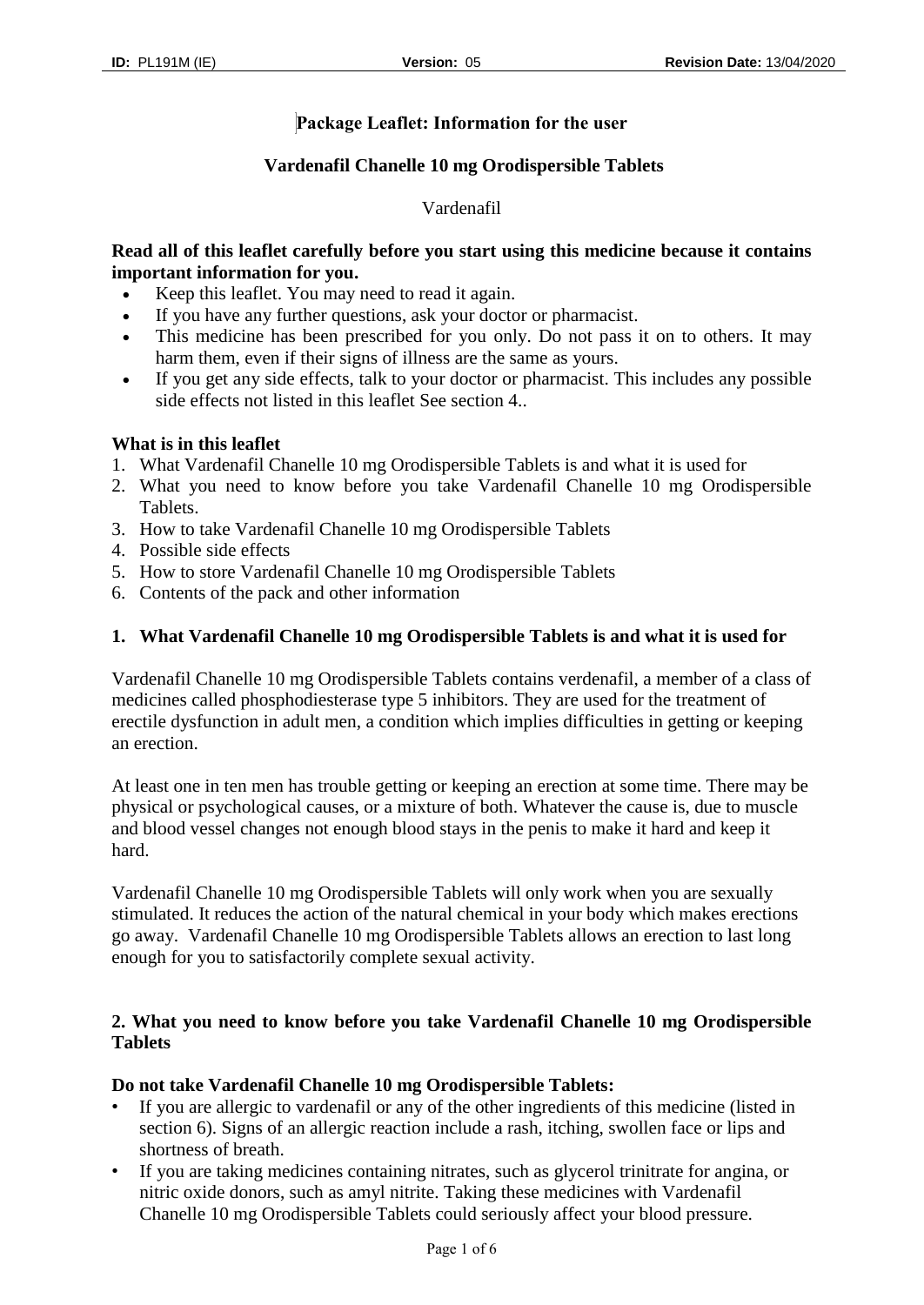# Package Leaflet: Information for the user

## Vardenafil Chanelle 10 mg Orodispersible Tablets

Vardenafil

**Read all of this leaflet carefully before you start using this medicine because it contains important information for you.**

- Keep this leaflet. You may need to read it again.
- If you have any further questions, ask your doctor or pharmacist.
- This medicine has been prescribed for you only. Do not pass it on to others. It may harm them, even if their signs of illness are the same as yours.
- If you get any side effects, talk to your doctor or pharmacist. This includes any possible side effects not listed in this leaflet See section 4..

**What is in this leaflet**

1. What Vardenafil Chanelle 10 mg Orodispersible Tablets is and what it is used for
2. What you need to know before you take Vardenafil Chanelle 10 mg Orodispersible Tablets.
3. How to take Vardenafil Chanelle 10 mg Orodispersible Tablets
4. Possible side effects
5. How to store Vardenafil Chanelle 10 mg Orodispersible Tablets
6. Contents of the pack and other information

## 1. What Vardenafil Chanelle 10 mg Orodispersible Tablets is and what it is used for

Vardenafil Chanelle 10 mg Orodispersible Tablets contains verdenafil, a member of a class of medicines called phosphodiesterase type 5 inhibitors. They are used for the treatment of erectile dysfunction in adult men, a condition which implies difficulties in getting or keeping an erection.

At least one in ten men has trouble getting or keeping an erection at some time. There may be physical or psychological causes, or a mixture of both. Whatever the cause is, due to muscle and blood vessel changes not enough blood stays in the penis to make it hard and keep it hard.

Vardenafil Chanelle 10 mg Orodispersible Tablets will only work when you are sexually stimulated. It reduces the action of the natural chemical in your body which makes erections go away. Vardenafil Chanelle 10 mg Orodispersible Tablets allows an erection to last long enough for you to satisfactorily complete sexual activity.

## 2. What you need to know before you take Vardenafil Chanelle 10 mg Orodispersible Tablets

**Do not take Vardenafil Chanelle 10 mg Orodispersible Tablets:**

- If you are allergic to vardenafil or any of the other ingredients of this medicine (listed in section 6). Signs of an allergic reaction include a rash, itching, swollen face or lips and shortness of breath.
- If you are taking medicines containing nitrates, such as glycerol trinitrate for angina, or nitric oxide donors, such as amyl nitrite. Taking these medicines with Vardenafil Chanelle 10 mg Orodispersible Tablets could seriously affect your blood pressure.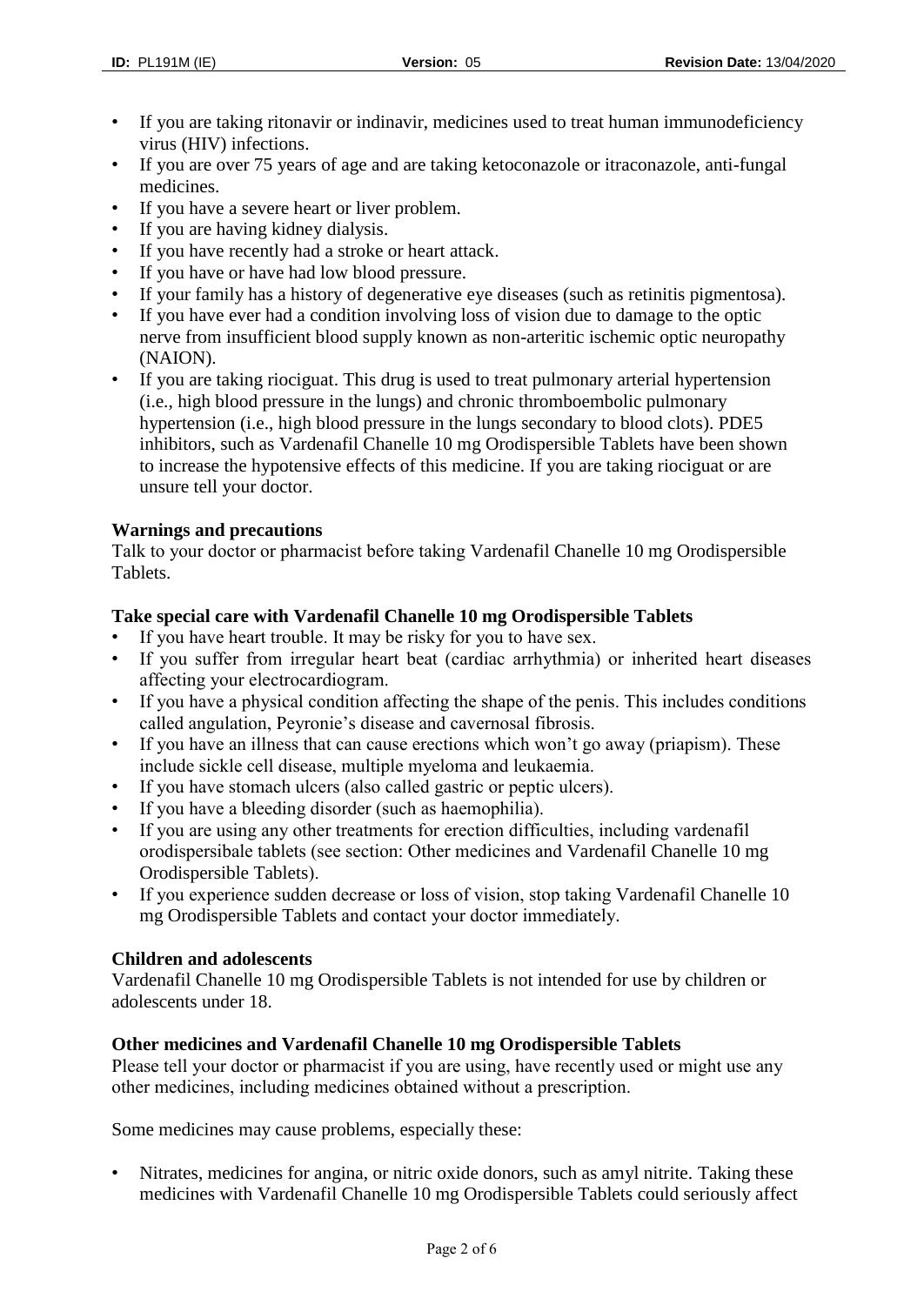- If you are taking ritonavir or indinavir, medicines used to treat human immunodeficiency virus (HIV) infections.
- If you are over 75 years of age and are taking ketoconazole or itraconazole, anti-fungal medicines.
- If you have a severe heart or liver problem.
- If you are having kidney dialysis.
- If you have recently had a stroke or heart attack.
- If you have or have had low blood pressure.
- If your family has a history of degenerative eye diseases (such as retinitis pigmentosa).
- If you have ever had a condition involving loss of vision due to damage to the optic nerve from insufficient blood supply known as non-arteritic ischemic optic neuropathy (NAION).
- If you are taking riociguat. This drug is used to treat pulmonary arterial hypertension (i.e., high blood pressure in the lungs) and chronic thromboembolic pulmonary hypertension (i.e., high blood pressure in the lungs secondary to blood clots). PDE5 inhibitors, such as Vardenafil Chanelle 10 mg Orodispersible Tablets have been shown to increase the hypotensive effects of this medicine. If you are taking riociguat or are unsure tell your doctor.

**Warnings and precautions**

Talk to your doctor or pharmacist before taking Vardenafil Chanelle 10 mg Orodispersible Tablets.

**Take special care with Vardenafil Chanelle 10 mg Orodispersible Tablets**

- If you have heart trouble. It may be risky for you to have sex.
- If you suffer from irregular heart beat (cardiac arrhythmia) or inherited heart diseases affecting your electrocardiogram.
- If you have a physical condition affecting the shape of the penis. This includes conditions called angulation, Peyronie's disease and cavernosal fibrosis.
- If you have an illness that can cause erections which won't go away (priapism). These include sickle cell disease, multiple myeloma and leukaemia.
- If you have stomach ulcers (also called gastric or peptic ulcers).
- If you have a bleeding disorder (such as haemophilia).
- If you are using any other treatments for erection difficulties, including vardenafil orodispersibale tablets (see section: Other medicines and Vardenafil Chanelle 10 mg Orodispersible Tablets).
- If you experience sudden decrease or loss of vision, stop taking Vardenafil Chanelle 10 mg Orodispersible Tablets and contact your doctor immediately.

**Children and adolescents**

Vardenafil Chanelle 10 mg Orodispersible Tablets is not intended for use by children or adolescents under 18.

**Other medicines and Vardenafil Chanelle 10 mg Orodispersible Tablets**

Please tell your doctor or pharmacist if you are using, have recently used or might use any other medicines, including medicines obtained without a prescription.

Some medicines may cause problems, especially these:

- Nitrates, medicines for angina, or nitric oxide donors, such as amyl nitrite. Taking these medicines with Vardenafil Chanelle 10 mg Orodispersible Tablets could seriously affect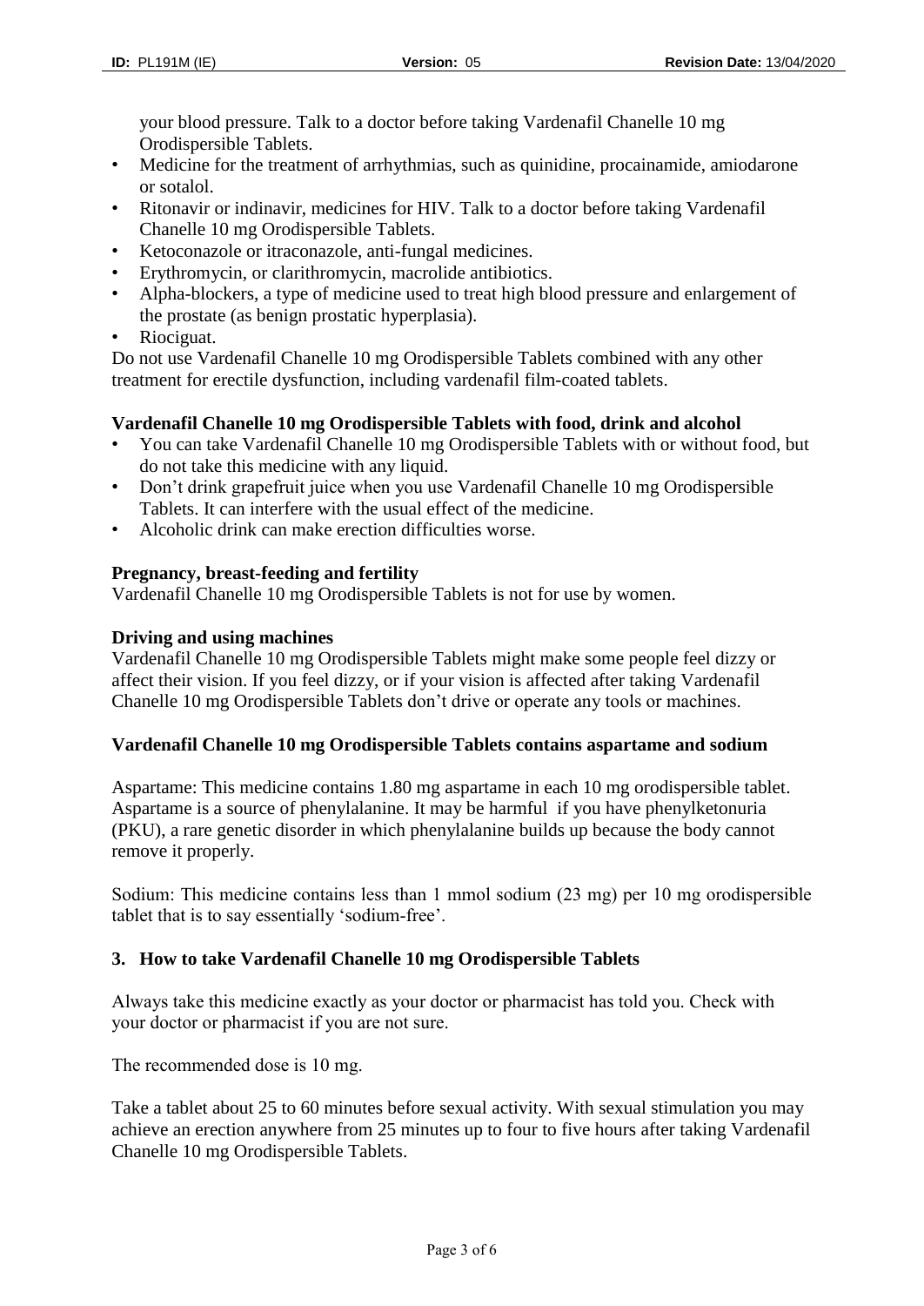your blood pressure. Talk to a doctor before taking Vardenafil Chanelle 10 mg Orodispersible Tablets.

- Medicine for the treatment of arrhythmias, such as quinidine, procainamide, amiodarone or sotalol.
- Ritonavir or indinavir, medicines for HIV. Talk to a doctor before taking Vardenafil Chanelle 10 mg Orodispersible Tablets.
- Ketoconazole or itraconazole, anti-fungal medicines.
- Erythromycin, or clarithromycin, macrolide antibiotics.
- Alpha-blockers, a type of medicine used to treat high blood pressure and enlargement of the prostate (as benign prostatic hyperplasia).
- Riociguat.

Do not use Vardenafil Chanelle 10 mg Orodispersible Tablets combined with any other treatment for erectile dysfunction, including vardenafil film-coated tablets.

**Vardenafil Chanelle 10 mg Orodispersible Tablets with food, drink and alcohol**

- You can take Vardenafil Chanelle 10 mg Orodispersible Tablets with or without food, but do not take this medicine with any liquid.
- Don't drink grapefruit juice when you use Vardenafil Chanelle 10 mg Orodispersible Tablets. It can interfere with the usual effect of the medicine.
- Alcoholic drink can make erection difficulties worse.

**Pregnancy, breast-feeding and fertility**

Vardenafil Chanelle 10 mg Orodispersible Tablets is not for use by women.

**Driving and using machines**

Vardenafil Chanelle 10 mg Orodispersible Tablets might make some people feel dizzy or affect their vision. If you feel dizzy, or if your vision is affected after taking Vardenafil Chanelle 10 mg Orodispersible Tablets don't drive or operate any tools or machines.

**Vardenafil Chanelle 10 mg Orodispersible Tablets contains aspartame and sodium**

Aspartame: This medicine contains 1.80 mg aspartame in each 10 mg orodispersible tablet. Aspartame is a source of phenylalanine. It may be harmful if you have phenylketonuria (PKU), a rare genetic disorder in which phenylalanine builds up because the body cannot remove it properly.

Sodium: This medicine contains less than 1 mmol sodium (23 mg) per 10 mg orodispersible tablet that is to say essentially 'sodium-free'.

## 3. How to take Vardenafil Chanelle 10 mg Orodispersible Tablets

Always take this medicine exactly as your doctor or pharmacist has told you. Check with your doctor or pharmacist if you are not sure.

The recommended dose is 10 mg.

Take a tablet about 25 to 60 minutes before sexual activity. With sexual stimulation you may achieve an erection anywhere from 25 minutes up to four to five hours after taking Vardenafil Chanelle 10 mg Orodispersible Tablets.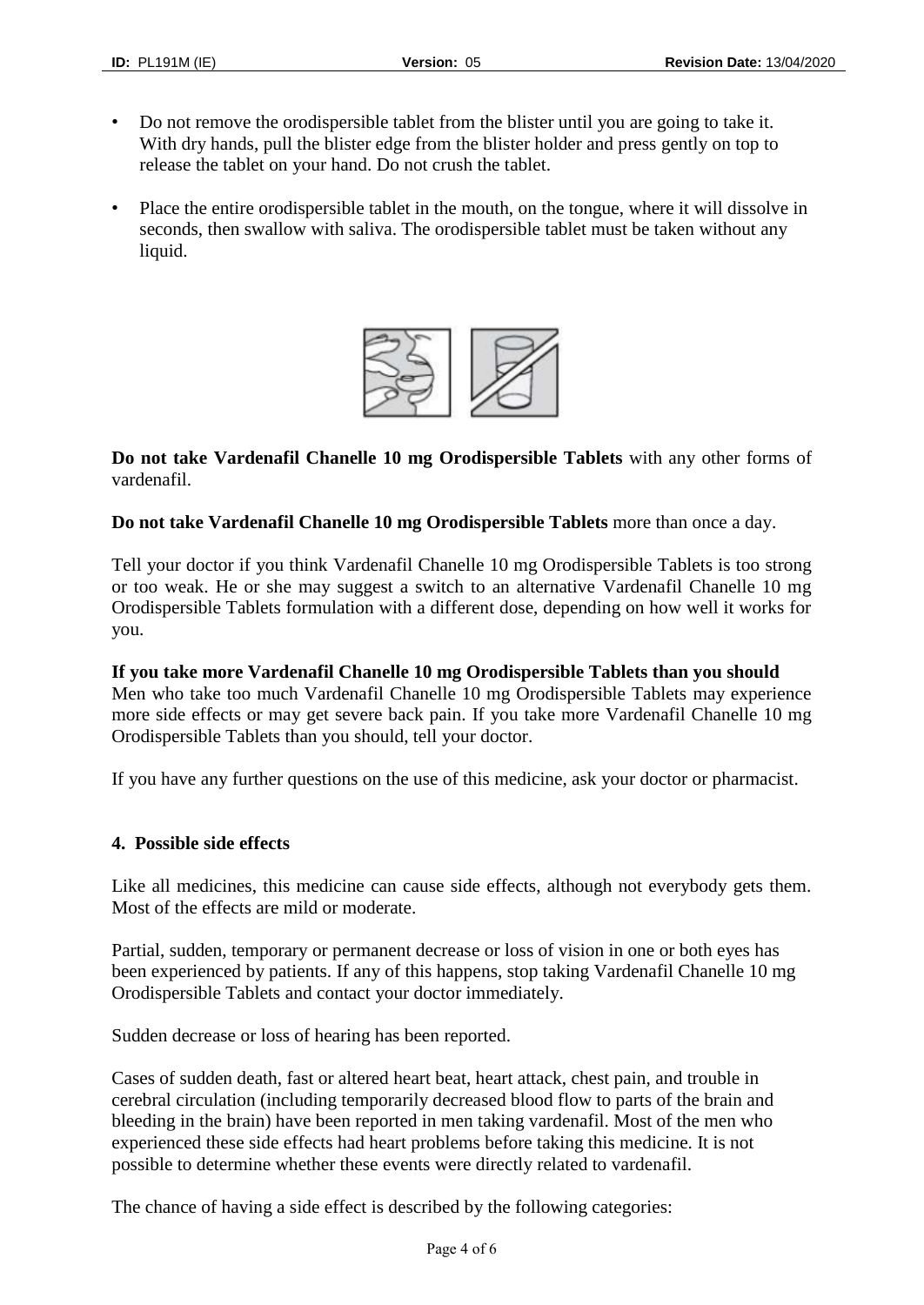- Do not remove the orodispersible tablet from the blister until you are going to take it. With dry hands, pull the blister edge from the blister holder and press gently on top to release the tablet on your hand. Do not crush the tablet.
- Place the entire orodispersible tablet in the mouth, on the tongue, where it will dissolve in seconds, then swallow with saliva. The orodispersible tablet must be taken without any liquid.

**Do not take Vardenafil Chanelle 10 mg Orodispersible Tablets** with any other forms of vardenafil.

**Do not take Vardenafil Chanelle 10 mg Orodispersible Tablets** more than once a day.

Tell your doctor if you think Vardenafil Chanelle 10 mg Orodispersible Tablets is too strong or too weak. He or she may suggest a switch to an alternative Vardenafil Chanelle 10 mg Orodispersible Tablets formulation with a different dose, depending on how well it works for you.

**If you take more Vardenafil Chanelle 10 mg Orodispersible Tablets than you should**

Men who take too much Vardenafil Chanelle 10 mg Orodispersible Tablets may experience more side effects or may get severe back pain. If you take more Vardenafil Chanelle 10 mg Orodispersible Tablets than you should, tell your doctor.

If you have any further questions on the use of this medicine, ask your doctor or pharmacist.

## 4. Possible side effects

Like all medicines, this medicine can cause side effects, although not everybody gets them. Most of the effects are mild or moderate.

Partial, sudden, temporary or permanent decrease or loss of vision in one or both eyes has been experienced by patients. If any of this happens, stop taking Vardenafil Chanelle 10 mg Orodispersible Tablets and contact your doctor immediately.

Sudden decrease or loss of hearing has been reported.

Cases of sudden death, fast or altered heart beat, heart attack, chest pain, and trouble in cerebral circulation (including temporarily decreased blood flow to parts of the brain and bleeding in the brain) have been reported in men taking vardenafil. Most of the men who experienced these side effects had heart problems before taking this medicine. It is not possible to determine whether these events were directly related to vardenafil.

The chance of having a side effect is described by the following categories: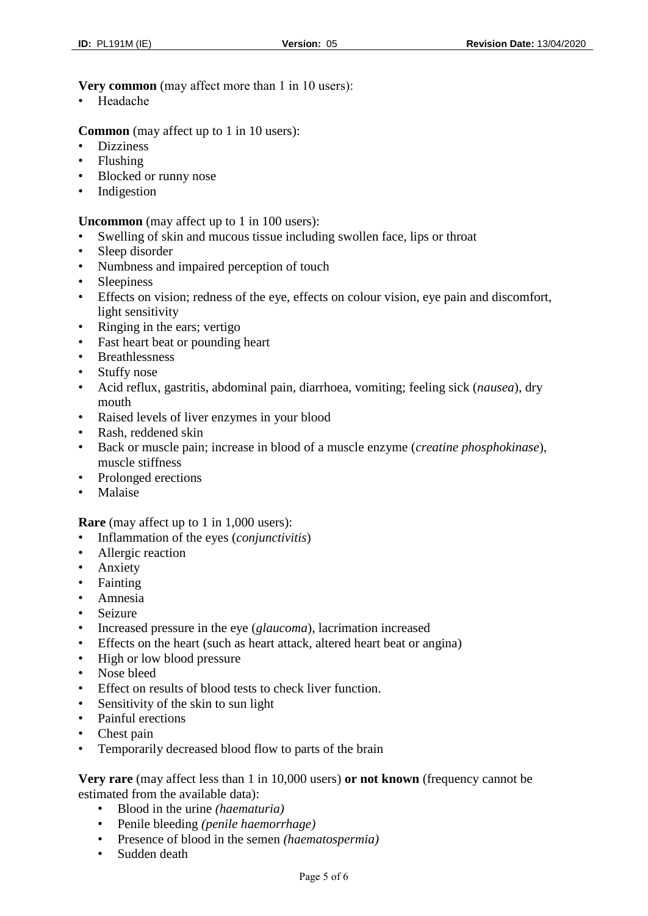**Very common** (may affect more than 1 in 10 users):

- Headache

**Common** (may affect up to 1 in 10 users):

- Dizziness
- Flushing
- Blocked or runny nose
- Indigestion

**Uncommon** (may affect up to 1 in 100 users):

- Swelling of skin and mucous tissue including swollen face, lips or throat
- Sleep disorder
- Numbness and impaired perception of touch
- Sleepiness
- Effects on vision; redness of the eye, effects on colour vision, eye pain and discomfort, light sensitivity
- Ringing in the ears; vertigo
- Fast heart beat or pounding heart
- Breathlessness
- Stuffy nose
- Acid reflux, gastritis, abdominal pain, diarrhoea, vomiting; feeling sick (*nausea*), dry mouth
- Raised levels of liver enzymes in your blood
- Rash, reddened skin
- Back or muscle pain; increase in blood of a muscle enzyme (*creatine phosphokinase*), muscle stiffness
- Prolonged erections
- Malaise

**Rare** (may affect up to 1 in 1,000 users):

- Inflammation of the eyes (*conjunctivitis*)
- Allergic reaction
- Anxiety
- Fainting
- Amnesia
- Seizure
- Increased pressure in the eye (*glaucoma*), lacrimation increased
- Effects on the heart (such as heart attack, altered heart beat or angina)
- High or low blood pressure
- Nose bleed
- Effect on results of blood tests to check liver function.
- Sensitivity of the skin to sun light
- Painful erections
- Chest pain
- Temporarily decreased blood flow to parts of the brain

**Very rare** (may affect less than 1 in 10,000 users) **or not known** (frequency cannot be estimated from the available data):

- Blood in the urine *(haematuria)*
- Penile bleeding *(penile haemorrhage)*
- Presence of blood in the semen *(haematospermia)*
- Sudden death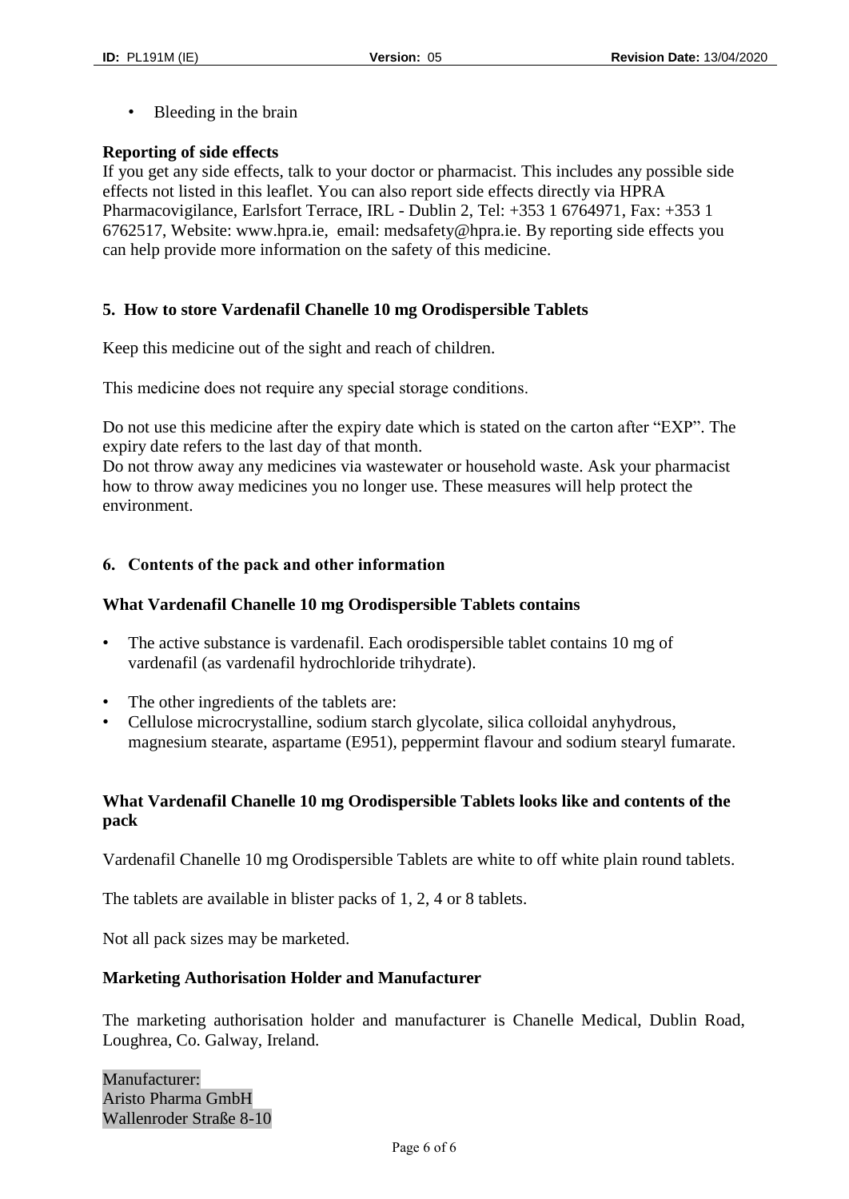- Bleeding in the brain

**Reporting of side effects**
If you get any side effects, talk to your doctor or pharmacist. This includes any possible side effects not listed in this leaflet. You can also report side effects directly via HPRA Pharmacovigilance, Earlsfort Terrace, IRL - Dublin 2, Tel: +353 1 6764971, Fax: +353 1 6762517, Website: www.hpra.ie, email: medsafety@hpra.ie. By reporting side effects you can help provide more information on the safety of this medicine.

## 5. How to store Vardenafil Chanelle 10 mg Orodispersible Tablets

Keep this medicine out of the sight and reach of children.

This medicine does not require any special storage conditions.

Do not use this medicine after the expiry date which is stated on the carton after "EXP". The expiry date refers to the last day of that month.
Do not throw away any medicines via wastewater or household waste. Ask your pharmacist how to throw away medicines you no longer use. These measures will help protect the environment.

## 6. Contents of the pack and other information

### What Vardenafil Chanelle 10 mg Orodispersible Tablets contains

- The active substance is vardenafil. Each orodispersible tablet contains 10 mg of vardenafil (as vardenafil hydrochloride trihydrate).
- The other ingredients of the tablets are:
- Cellulose microcrystalline, sodium starch glycolate, silica colloidal anyhydrous, magnesium stearate, aspartame (E951), peppermint flavour and sodium stearyl fumarate.

### What Vardenafil Chanelle 10 mg Orodispersible Tablets looks like and contents of the pack

Vardenafil Chanelle 10 mg Orodispersible Tablets are white to off white plain round tablets.

The tablets are available in blister packs of 1, 2, 4 or 8 tablets.

Not all pack sizes may be marketed.

### Marketing Authorisation Holder and Manufacturer

The marketing authorisation holder and manufacturer is Chanelle Medical, Dublin Road, Loughrea, Co. Galway, Ireland.

Manufacturer:
Aristo Pharma GmbH
Wallenroder Straße 8-10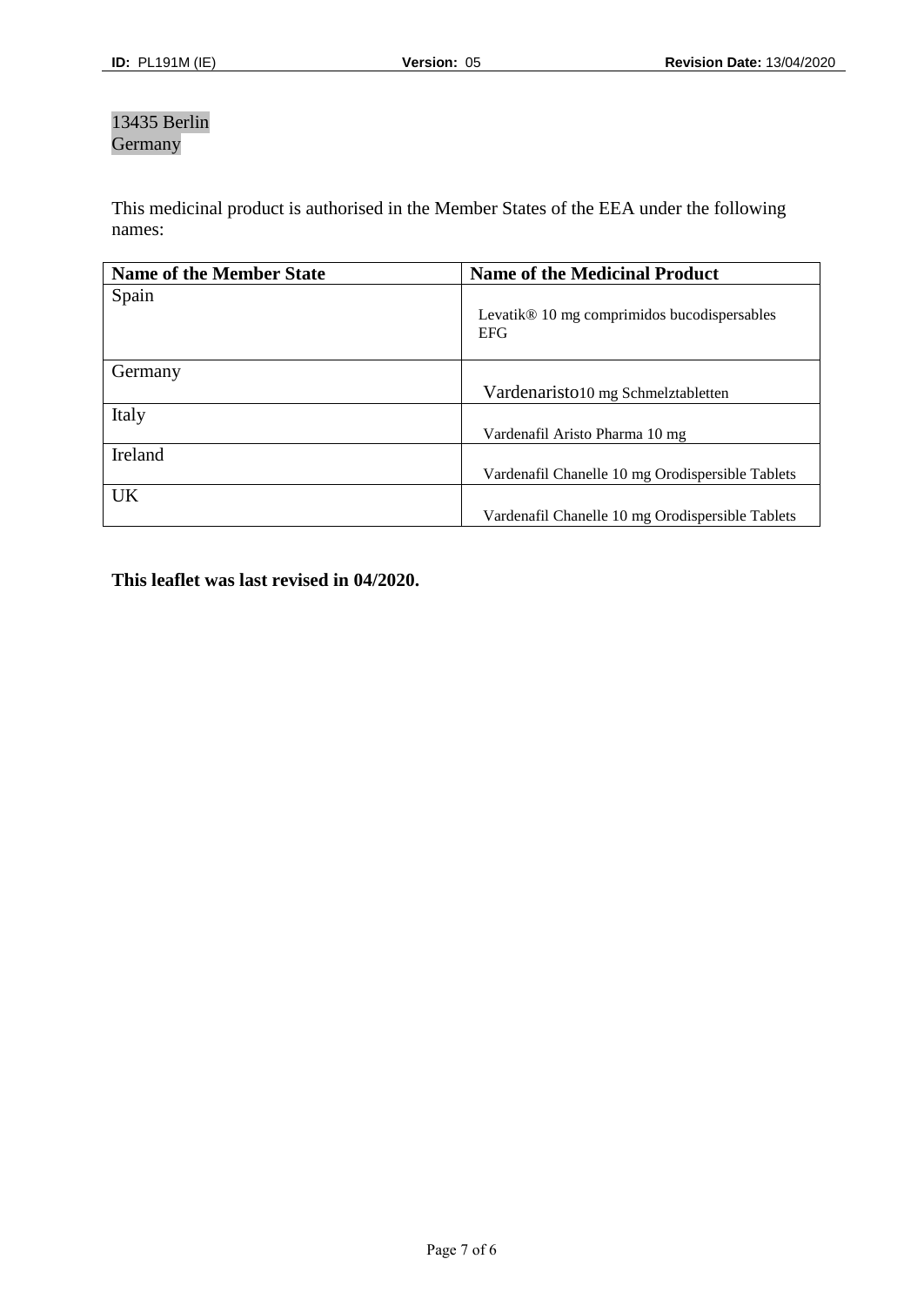13435 Berlin
Germany

This medicinal product is authorised in the Member States of the EEA under the following names:

| Name of the Member State | Name of the Medicinal Product |
|---|---|
| Spain | Levatik® 10 mg comprimidos bucodispersables EFG |
| Germany | Vardenaristo10 mg Schmelztabletten |
| Italy | Vardenafil Aristo Pharma 10 mg |
| Ireland | Vardenafil Chanelle 10 mg Orodispersible Tablets |
| UK | Vardenafil Chanelle 10 mg Orodispersible Tablets |

**This leaflet was last revised in 04/2020.**